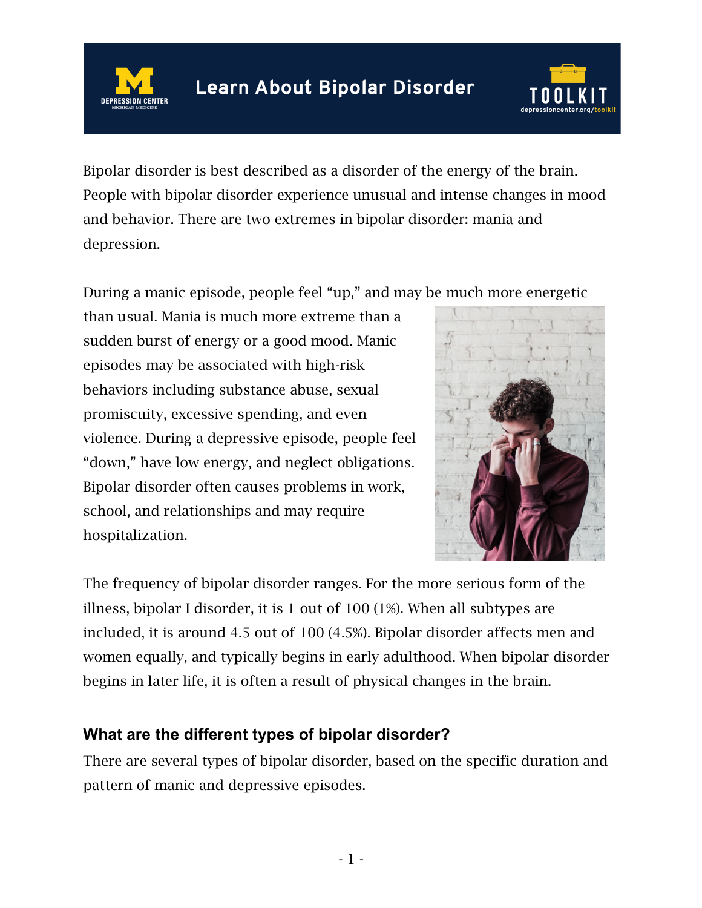# Learn About Bipolar Disorder

Bipolar disorder is best described as a disorder of the energy of the brain. People with bipolar disorder experience unusual and intense changes in mood and behavior. There are two extremes in bipolar disorder: mania and depression.

During a manic episode, people feel "up," and may be much more energetic than usual. Mania is much more extreme than a sudden burst of energy or a good mood. Manic episodes may be associated with high-risk behaviors including substance abuse, sexual promiscuity, excessive spending, and even violence. During a depressive episode, people feel "down," have low energy, and neglect obligations. Bipolar disorder often causes problems in work, school, and relationships and may require hospitalization.

The frequency of bipolar disorder ranges. For the more serious form of the illness, bipolar I disorder, it is 1 out of 100 (1%). When all subtypes are included, it is around 4.5 out of 100 (4.5%). Bipolar disorder affects men and women equally, and typically begins in early adulthood. When bipolar disorder begins in later life, it is often a result of physical changes in the brain.

## What are the different types of bipolar disorder?

There are several types of bipolar disorder, based on the specific duration and pattern of manic and depressive episodes.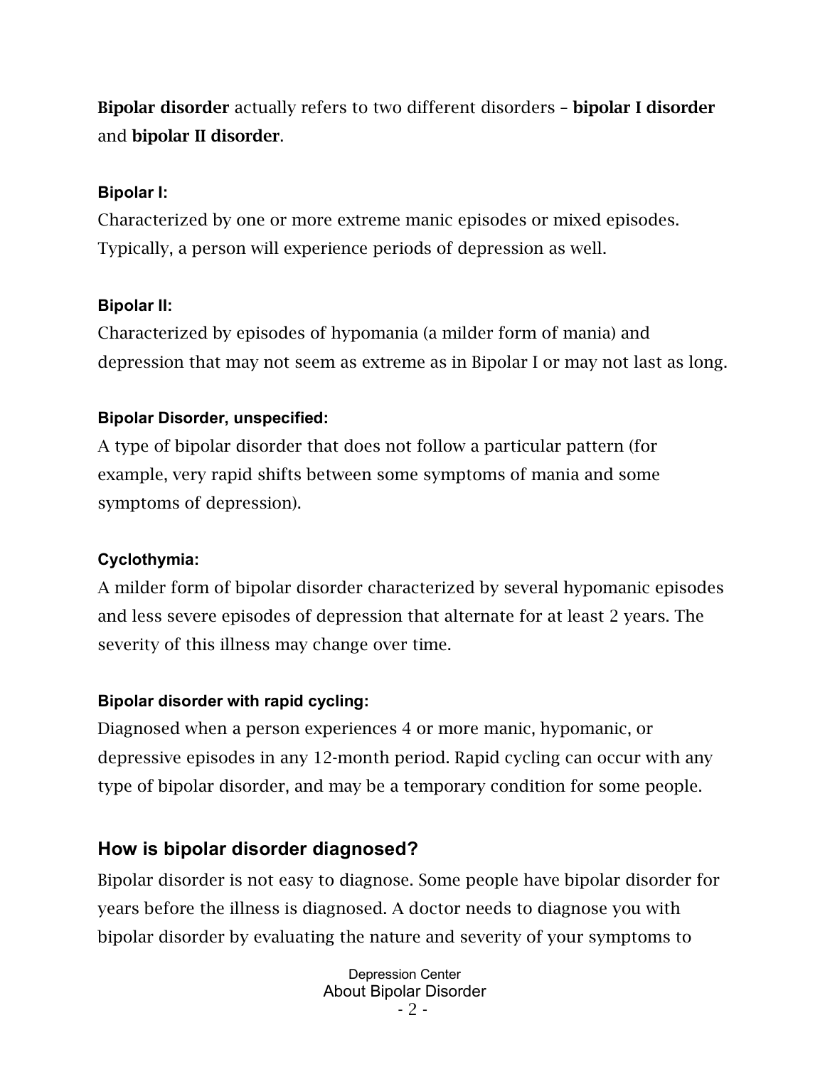**Bipolar disorder** actually refers to two different disorders – **bipolar I disorder** and **bipolar II disorder**.

#### Bipolar I:

Characterized by one or more extreme manic episodes or mixed episodes. Typically, a person will experience periods of depression as well.

#### Bipolar II:

Characterized by episodes of hypomania (a milder form of mania) and depression that may not seem as extreme as in Bipolar I or may not last as long.

#### Bipolar Disorder, unspecified:

A type of bipolar disorder that does not follow a particular pattern (for example, very rapid shifts between some symptoms of mania and some symptoms of depression).

#### Cyclothymia:

A milder form of bipolar disorder characterized by several hypomanic episodes and less severe episodes of depression that alternate for at least 2 years. The severity of this illness may change over time.

#### Bipolar disorder with rapid cycling:

Diagnosed when a person experiences 4 or more manic, hypomanic, or depressive episodes in any 12-month period. Rapid cycling can occur with any type of bipolar disorder, and may be a temporary condition for some people.

## How is bipolar disorder diagnosed?

Bipolar disorder is not easy to diagnose. Some people have bipolar disorder for years before the illness is diagnosed. A doctor needs to diagnose you with bipolar disorder by evaluating the nature and severity of your symptoms to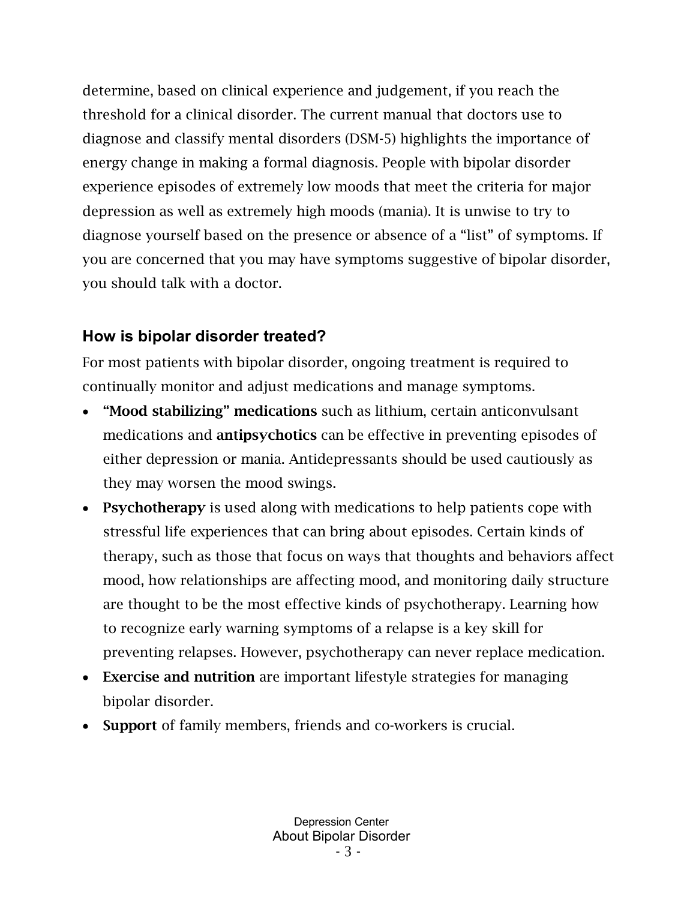determine, based on clinical experience and judgement, if you reach the threshold for a clinical disorder. The current manual that doctors use to diagnose and classify mental disorders (DSM-5) highlights the importance of energy change in making a formal diagnosis. People with bipolar disorder experience episodes of extremely low moods that meet the criteria for major depression as well as extremely high moods (mania). It is unwise to try to diagnose yourself based on the presence or absence of a "list" of symptoms. If you are concerned that you may have symptoms suggestive of bipolar disorder, you should talk with a doctor.

## How is bipolar disorder treated?

For most patients with bipolar disorder, ongoing treatment is required to continually monitor and adjust medications and manage symptoms.

- **"Mood stabilizing" medications** such as lithium, certain anticonvulsant medications and **antipsychotics** can be effective in preventing episodes of either depression or mania. Antidepressants should be used cautiously as they may worsen the mood swings.
- **Psychotherapy** is used along with medications to help patients cope with stressful life experiences that can bring about episodes. Certain kinds of therapy, such as those that focus on ways that thoughts and behaviors affect mood, how relationships are affecting mood, and monitoring daily structure are thought to be the most effective kinds of psychotherapy. Learning how to recognize early warning symptoms of a relapse is a key skill for preventing relapses. However, psychotherapy can never replace medication.
- **Exercise and nutrition** are important lifestyle strategies for managing bipolar disorder.
- **Support** of family members, friends and co-workers is crucial.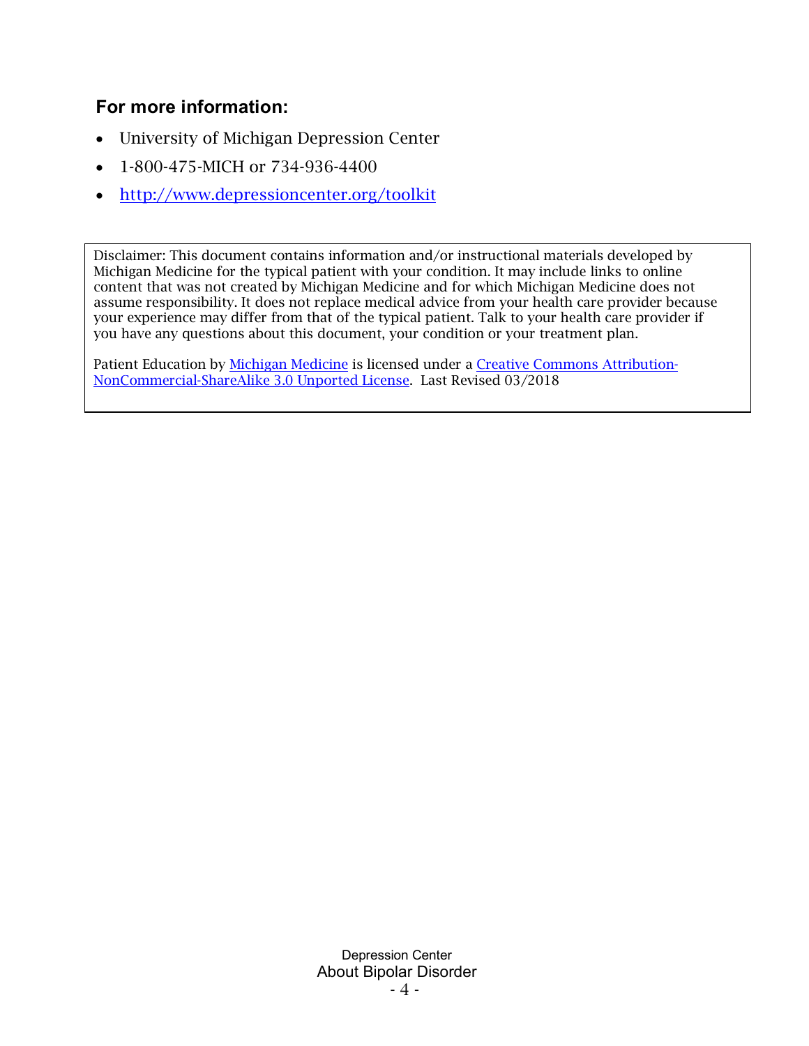### For more information:

- University of Michigan Depression Center
- 1-800-475-MICH or 734-936-4400
- [http://www.depressioncenter.org/toolkit](http://www.depressioncenter.org/toolkit)

Disclaimer: This document contains information and/or instructional materials developed by Michigan Medicine for the typical patient with your condition. It may include links to online content that was not created by Michigan Medicine and for which Michigan Medicine does not assume responsibility. It does not replace medical advice from your health care provider because your experience may differ from that of the typical patient. Talk to your health care provider if you have any questions about this document, your condition or your treatment plan.

Patient Education by Michigan Medicine is licensed under a Creative Commons Attribution-NonCommercial-ShareAlike 3.0 Unported License. Last Revised 03/2018